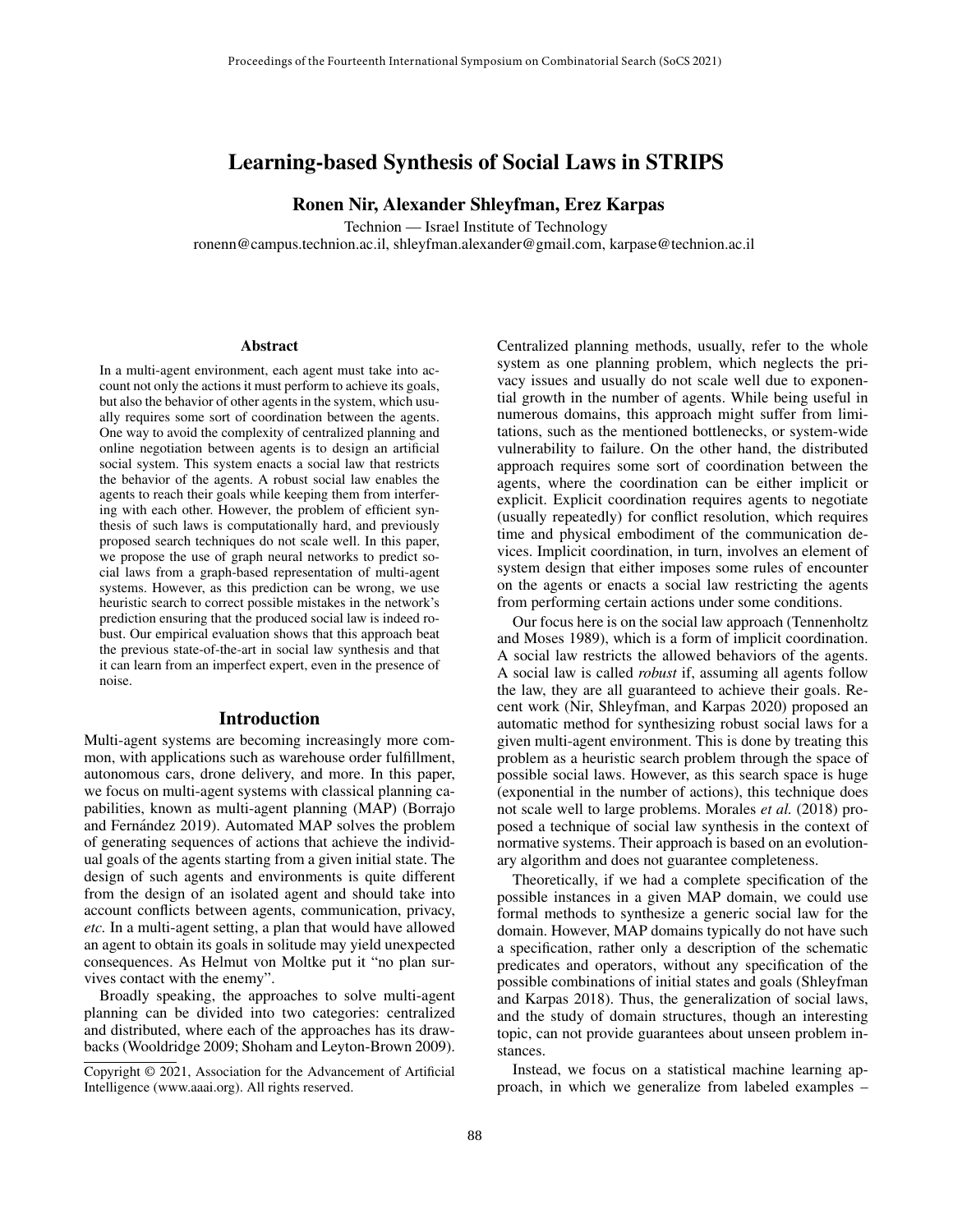# Learning-based Synthesis of Social Laws in STRIPS

**Ronen Nir, Alexander Shleyfman, Erez Karpas**

Technion — Israel Institute of Technology
ronenn@campus.technion.ac.il, shleyfman.alexander@gmail.com, karpase@technion.ac.il

## Abstract

In a multi-agent environment, each agent must take into account not only the actions it must perform to achieve its goals, but also the behavior of other agents in the system, which usually requires some sort of coordination between the agents. One way to avoid the complexity of centralized planning and online negotiation between agents is to design an artificial social system. This system enacts a social law that restricts the behavior of the agents. A robust social law enables the agents to reach their goals while keeping them from interfering with each other. However, the problem of efficient synthesis of such laws is computationally hard, and previously proposed search techniques do not scale well. In this paper, we propose the use of graph neural networks to predict social laws from a graph-based representation of multi-agent systems. However, as this prediction can be wrong, we use heuristic search to correct possible mistakes in the network's prediction ensuring that the produced social law is indeed robust. Our empirical evaluation shows that this approach beat the previous state-of-the-art in social law synthesis and that it can learn from an imperfect expert, even in the presence of noise.

## Introduction

Multi-agent systems are becoming increasingly more common, with applications such as warehouse order fulfillment, autonomous cars, drone delivery, and more. In this paper, we focus on multi-agent systems with classical planning capabilities, known as multi-agent planning (MAP) (Borrajo and Fernández 2019). Automated MAP solves the problem of generating sequences of actions that achieve the individual goals of the agents starting from a given initial state. The design of such agents and environments is quite different from the design of an isolated agent and should take into account conflicts between agents, communication, privacy, *etc.* In a multi-agent setting, a plan that would have allowed an agent to obtain its goals in solitude may yield unexpected consequences. As Helmut von Moltke put it "no plan survives contact with the enemy".

Broadly speaking, the approaches to solve multi-agent planning can be divided into two categories: centralized and distributed, where each of the approaches has its drawbacks (Wooldridge 2009; Shoham and Leyton-Brown 2009). Centralized planning methods, usually, refer to the whole system as one planning problem, which neglects the privacy issues and usually do not scale well due to exponential growth in the number of agents. While being useful in numerous domains, this approach might suffer from limitations, such as the mentioned bottlenecks, or system-wide vulnerability to failure. On the other hand, the distributed approach requires some sort of coordination between the agents, where the coordination can be either implicit or explicit. Explicit coordination requires agents to negotiate (usually repeatedly) for conflict resolution, which requires time and physical embodiment of the communication devices. Implicit coordination, in turn, involves an element of system design that either imposes some rules of encounter on the agents or enacts a social law restricting the agents from performing certain actions under some conditions.

Our focus here is on the social law approach (Tennenholtz and Moses 1989), which is a form of implicit coordination. A social law restricts the allowed behaviors of the agents. A social law is called *robust* if, assuming all agents follow the law, they are all guaranteed to achieve their goals. Recent work (Nir, Shleyfman, and Karpas 2020) proposed an automatic method for synthesizing robust social laws for a given multi-agent environment. This is done by treating this problem as a heuristic search problem through the space of possible social laws. However, as this search space is huge (exponential in the number of actions), this technique does not scale well to large problems. Morales *et al.* (2018) proposed a technique of social law synthesis in the context of normative systems. Their approach is based on an evolutionary algorithm and does not guarantee completeness.

Theoretically, if we had a complete specification of the possible instances in a given MAP domain, we could use formal methods to synthesize a generic social law for the domain. However, MAP domains typically do not have such a specification, rather only a description of the schematic predicates and operators, without any specification of the possible combinations of initial states and goals (Shleyfman and Karpas 2018). Thus, the generalization of social laws, and the study of domain structures, though an interesting topic, can not provide guarantees about unseen problem instances.

Instead, we focus on a statistical machine learning approach, in which we generalize from labeled examples –

Copyright © 2021, Association for the Advancement of Artificial Intelligence (www.aaai.org). All rights reserved.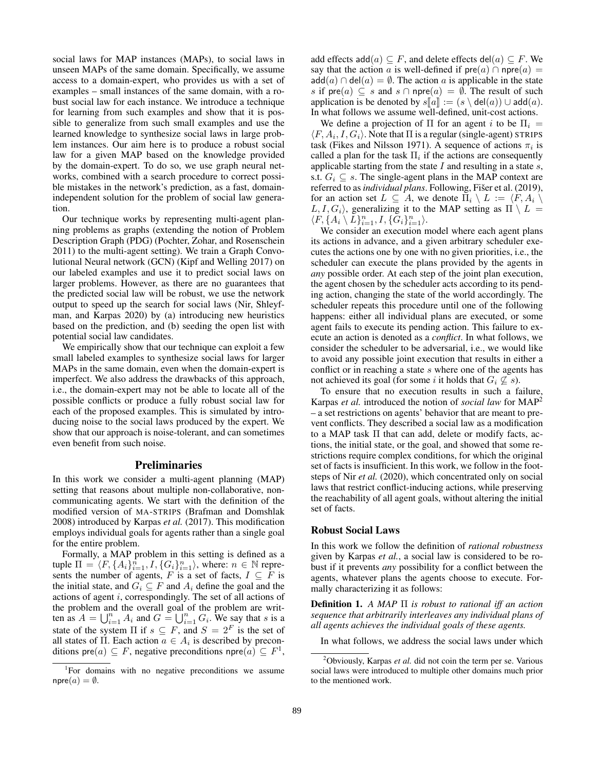social laws for MAP instances (MAPs), to social laws in unseen MAPs of the same domain. Specifically, we assume access to a domain-expert, who provides us with a set of examples – small instances of the same domain, with a robust social law for each instance. We introduce a technique for learning from such examples and show that it is possible to generalize from such small examples and use the learned knowledge to synthesize social laws in large problem instances. Our aim here is to produce a robust social law for a given MAP based on the knowledge provided by the domain-expert. To do so, we use graph neural networks, combined with a search procedure to correct possible mistakes in the network's prediction, as a fast, domain-independent solution for the problem of social law generation.

Our technique works by representing multi-agent planning problems as graphs (extending the notion of Problem Description Graph (PDG) (Pochter, Zohar, and Rosenschein 2011) to the multi-agent setting). We train a Graph Convolutional Neural network (GCN) (Kipf and Welling 2017) on our labeled examples and use it to predict social laws on larger problems. However, as there are no guarantees that the predicted social law will be robust, we use the network output to speed up the search for social laws (Nir, Shleyfman, and Karpas 2020) by (a) introducing new heuristics based on the prediction, and (b) seeding the open list with potential social law candidates.

We empirically show that our technique can exploit a few small labeled examples to synthesize social laws for larger MAPs in the same domain, even when the domain-expert is imperfect. We also address the drawbacks of this approach, i.e., the domain-expert may not be able to locate all of the possible conflicts or produce a fully robust social law for each of the proposed examples. This is simulated by introducing noise to the social laws produced by the expert. We show that our approach is noise-tolerant, and can sometimes even benefit from such noise.

## Preliminaries

In this work we consider a multi-agent planning (MAP) setting that reasons about multiple non-collaborative, non-communicating agents. We start with the definition of the modified version of MA-STRIPS (Brafman and Domshlak 2008) introduced by Karpas *et al.* (2017). This modification employs individual goals for agents rather than a single goal for the entire problem.

Formally, a MAP problem in this setting is defined as a tuple $\Pi = \langle F, \{A_i\}_{i=1}^n, I, \{G_i\}_{i=1}^n \rangle$, where: $n \in \mathbb{N}$ represents the number of agents, $F$ is a set of facts, $I \subseteq F$ is the initial state, and $G_i \subseteq F$ and $A_i$ define the goal and the actions of agent $i$, correspondingly. The set of all actions of the problem and the overall goal of the problem are written as $A = \bigcup_{i=1}^n A_i$ and $G = \bigcup_{i=1}^n G_i$. We say that $s$ is a state of the system $\Pi$ if $s \subseteq F$, and $S = 2^F$ is the set of all states of $\Pi$. Each action $a \in A_i$ is described by preconditions $\mathsf{pre}(a) \subseteq F$, negative preconditions $\mathsf{npre}(a) \subseteq F$[1], add effects $\mathsf{add}(a) \subseteq F$, and delete effects $\mathsf{del}(a) \subseteq F$. We say that the action $a$ is well-defined if $\mathsf{pre}(a) \cap \mathsf{npre}(a) = \mathsf{add}(a) \cap \mathsf{del}(a) = \emptyset$. The action $a$ is applicable in the state $s$ if $\mathsf{pre}(a) \subseteq s$ and $s \cap \mathsf{npre}(a) = \emptyset$. The result of such application is be denoted by $s[\![a]\!] := (s \setminus \mathsf{del}(a)) \cup \mathsf{add}(a)$. In what follows we assume well-defined, unit-cost actions.

We define a projection of $\Pi$ for an agent $i$ to be $\Pi_i = \langle F, A_i, I, G_i \rangle$. Note that $\Pi$ is a regular (single-agent) STRIPS task (Fikes and Nilsson 1971). A sequence of actions $\pi_i$ is called a plan for the task $\Pi_i$ if the actions are consequently applicable starting from the state $I$ and resulting in a state $s$, s.t. $G_i \subseteq s$. The single-agent plans in the MAP context are referred to as *individual plans*. Following, Fišer et al. (2019), for an action set $L \subseteq A$, we denote $\Pi_i \setminus L := \langle F, A_i \setminus L, I, G_i \rangle$, generalizing it to the MAP setting as $\Pi \setminus L = \langle F, \{A_i \setminus L\}_{i=1}^n, I, \{G_i\}_{i=1}^n \rangle$.

We consider an execution model where each agent plans its actions in advance, and a given arbitrary scheduler executes the actions one by one with no given priorities, i.e., the scheduler can execute the plans provided by the agents in *any* possible order. At each step of the joint plan execution, the agent chosen by the scheduler acts according to its pending action, changing the state of the world accordingly. The scheduler repeats this procedure until one of the following happens: either all individual plans are executed, or some agent fails to execute its pending action. This failure to execute an action is denoted as a *conflict*. In what follows, we consider the scheduler to be adversarial, i.e., we would like to avoid any possible joint execution that results in either a conflict or in reaching a state $s$ where one of the agents has not achieved its goal (for some $i$ it holds that $G_i \not\subseteq s$).

To ensure that no execution results in such a failure, Karpas *et al.* introduced the notion of *social law* for MAP[2] – a set restrictions on agents' behavior that are meant to prevent conflicts. They described a social law as a modification to a MAP task $\Pi$ that can add, delete or modify facts, actions, the initial state, or the goal, and showed that some restrictions require complex conditions, for which the original set of facts is insufficient. In this work, we follow in the footsteps of Nir *et al.* (2020), which concentrated only on social laws that restrict conflict-inducing actions, while preserving the reachability of all agent goals, without altering the initial set of facts.

### Robust Social Laws

In this work we follow the definition of *rational robustness* given by Karpas *et al.*, a social law is considered to be robust if it prevents *any* possibility for a conflict between the agents, whatever plans the agents choose to execute. Formally characterizing it as follows:

**Definition 1.** *A MAP $\Pi$ is robust to rational iff an action sequence that arbitrarily interleaves any individual plans of all agents achieves the individual goals of these agents.*

In what follows, we address the social laws under which

[1] For domains with no negative preconditions we assume $\mathsf{npre}(a) = \emptyset$.

[2] Obviously, Karpas *et al.* did not coin the term per se. Various social laws were introduced to multiple other domains much prior to the mentioned work.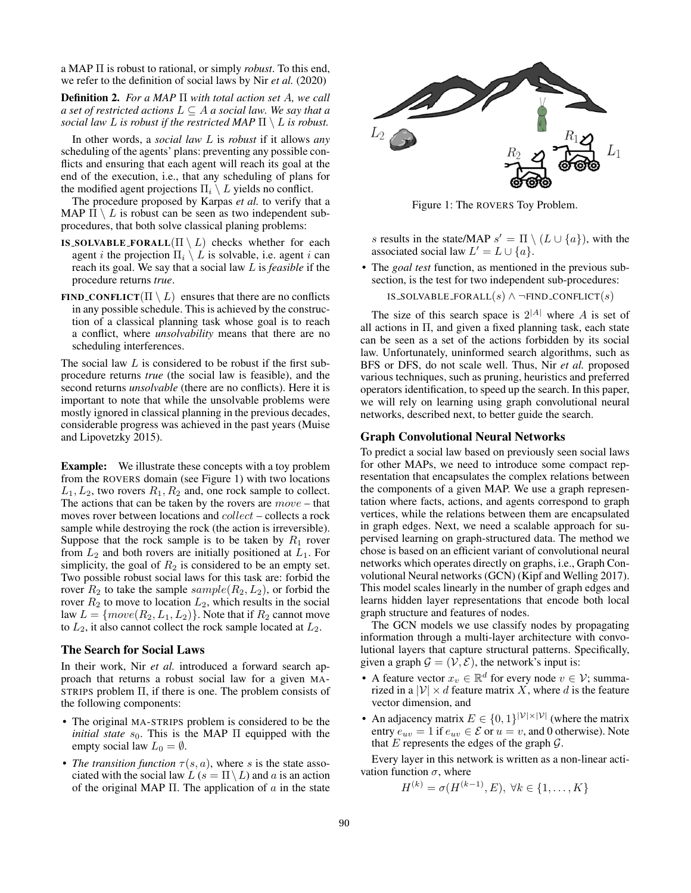a MAP $\Pi$ is robust to rational, or simply *robust*. To this end, we refer to the definition of social laws by Nir *et al.* (2020)

**Definition 2.** *For a MAP $\Pi$ with total action set $A$, we call a set of restricted actions $L \subseteq A$ a social law. We say that a social law $L$ is robust if the restricted MAP $\Pi \setminus L$ is robust.*

In other words, a *social law* $L$ is *robust* if it allows *any* scheduling of the agents' plans: preventing any possible conflicts and ensuring that each agent will reach its goal at the end of the execution, i.e., that any scheduling of plans for the modified agent projections $\Pi_i \setminus L$ yields no conflict.

The procedure proposed by Karpas *et al.* to verify that a MAP $\Pi \setminus L$ is robust can be seen as two independent sub-procedures, that both solve classical planing problems:

**IS_SOLVABLE_FORALL**($\Pi \setminus L$) checks whether for each agent $i$ the projection $\Pi_i \setminus L$ is solvable, i.e. agent $i$ can reach its goal. We say that a social law $L$ is *feasible* if the procedure returns *true*.

**FIND_CONFLICT**($\Pi \setminus L$) ensures that there are no conflicts in any possible schedule. This is achieved by the construction of a classical planning task whose goal is to reach a conflict, where *unsolvability* means that there are no scheduling interferences.

The social law $L$ is considered to be robust if the first sub-procedure returns *true* (the social law is feasible), and the second returns *unsolvable* (there are no conflicts). Here it is important to note that while the unsolvable problems were mostly ignored in classical planning in the previous decades, considerable progress was achieved in the past years (Muise and Lipovetzky 2015).

**Example:** We illustrate these concepts with a toy problem from the ROVERS domain (see Figure 1) with two locations $L_1, L_2$, two rovers $R_1, R_2$ and, one rock sample to collect. The actions that can be taken by the rovers are $move$ – that moves rover between locations and $collect$ – collects a rock sample while destroying the rock (the action is irreversible). Suppose that the rock sample is to be taken by $R_1$ rover from $L_2$ and both rovers are initially positioned at $L_1$. For simplicity, the goal of $R_2$ is considered to be an empty set. Two possible robust social laws for this task are: forbid the rover $R_2$ to take the sample $sample(R_2, L_2)$, or forbid the rover $R_2$ to move to location $L_2$, which results in the social law $L = \{move(R_2, L_1, L_2)\}$. Note that if $R_2$ cannot move to $L_2$, it also cannot collect the rock sample located at $L_2$.

## The Search for Social Laws

In their work, Nir *et al.* introduced a forward search approach that returns a robust social law for a given MA-STRIPS problem $\Pi$, if there is one. The problem consists of the following components:

- The original MA-STRIPS problem is considered to be the *initial state* $s_0$. This is the MAP $\Pi$ equipped with the empty social law $L_0 = \emptyset$.
- *The transition function* $\tau(s, a)$, where $s$ is the state associated with the social law $L$ ($s = \Pi \setminus L$) and $a$ is an action of the original MAP $\Pi$. The application of $a$ in the state $s$ results in the state/MAP $s' = \Pi \setminus (L \cup \{a\})$, with the associated social law $L' = L \cup \{a\}$.
- The *goal test* function, as mentioned in the previous subsection, is the test for two independent sub-procedures:

$$\text{IS\_SOLVABLE\_FORALL}(s) \wedge \neg\text{FIND\_CONFLICT}(s)$$

Figure 1: The ROVERS Toy Problem.

The size of this search space is $2^{|A|}$ where $A$ is set of all actions in $\Pi$, and given a fixed planning task, each state can be seen as a set of the actions forbidden by its social law. Unfortunately, uninformed search algorithms, such as BFS or DFS, do not scale well. Thus, Nir *et al.* proposed various techniques, such as pruning, heuristics and preferred operators identification, to speed up the search. In this paper, we will rely on learning using graph convolutional neural networks, described next, to better guide the search.

## Graph Convolutional Neural Networks

To predict a social law based on previously seen social laws for other MAPs, we need to introduce some compact representation that encapsulates the complex relations between the components of a given MAP. We use a graph representation where facts, actions, and agents correspond to graph vertices, while the relations between them are encapsulated in graph edges. Next, we need a scalable approach for supervised learning on graph-structured data. The method we chose is based on an efficient variant of convolutional neural networks which operates directly on graphs, i.e., Graph Convolutional Neural networks (GCN) (Kipf and Welling 2017). This model scales linearly in the number of graph edges and learns hidden layer representations that encode both local graph structure and features of nodes.

The GCN models we use classify nodes by propagating information through a multi-layer architecture with convolutional layers that capture structural patterns. Specifically, given a graph $\mathcal{G} = (\mathcal{V}, \mathcal{E})$, the network's input is:

- A feature vector $x_v \in \mathbb{R}^d$ for every node $v \in \mathcal{V}$; summarized in a $|\mathcal{V}| \times d$ feature matrix $X$, where $d$ is the feature vector dimension, and
- An adjacency matrix $E \in \{0, 1\}^{|\mathcal{V}| \times |\mathcal{V}|}$ (where the matrix entry $e_{uv} = 1$ if $e_{uv} \in \mathcal{E}$ or $u = v$, and 0 otherwise). Note that $E$ represents the edges of the graph $\mathcal{G}$.

Every layer in this network is written as a non-linear activation function $\sigma$, where

$$H^{(k)} = \sigma(H^{(k-1)}, E),\ \forall k \in \{1, \dots, K\}$$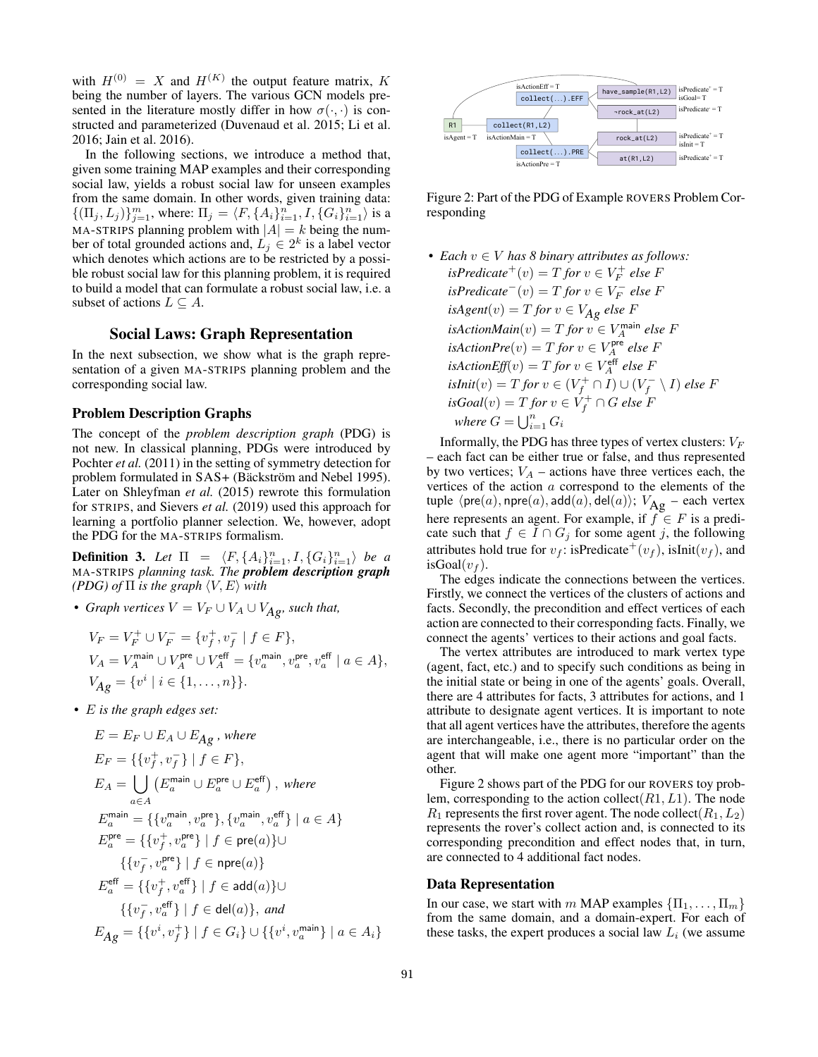with $H^{(0)} = X$ and $H^{(K)}$ the output feature matrix, $K$ being the number of layers. The various GCN models presented in the literature mostly differ in how $\sigma(\cdot, \cdot)$ is constructed and parameterized (Duvenaud et al. 2015; Li et al. 2016; Jain et al. 2016).

In the following sections, we introduce a method that, given some training MAP examples and their corresponding social law, yields a robust social law for unseen examples from the same domain. In other words, given training data: $\{(\Pi_j, L_j)\}_{j=1}^m$, where: $\Pi_j = \langle F, \{A_i\}_{i=1}^n, I, \{G_i\}_{i=1}^n \rangle$ is a MA-STRIPS planning problem with $|A| = k$ being the number of total grounded actions and, $L_j \in 2^k$ is a label vector which denotes which actions are to be restricted by a possible robust social law for this planning problem, it is required to build a model that can formulate a robust social law, i.e. a subset of actions $L \subseteq A$.

## Social Laws: Graph Representation

In the next subsection, we show what is the graph representation of a given MA-STRIPS planning problem and the corresponding social law.

### Problem Description Graphs

The concept of the *problem description graph* (PDG) is not new. In classical planning, PDGs were introduced by Pochter *et al.* (2011) in the setting of symmetry detection for problem formulated in SAS+ (Bäckström and Nebel 1995). Later on Shleyfman *et al.* (2015) rewrote this formulation for STRIPS, and Sievers *et al.* (2019) used this approach for learning a portfolio planner selection. We, however, adopt the PDG for the MA-STRIPS formalism.

**Definition 3.** *Let $\Pi = \langle F, \{A_i\}_{i=1}^n, I, \{G_i\}_{i=1}^n \rangle$ be a MA-STRIPS planning task. The* ***problem description graph*** *(PDG) of $\Pi$ is the graph $\langle V, E \rangle$ with*

- *Graph vertices $V = V_F \cup V_A \cup V_{Ag}$, such that,*

$$V_F = V_F^+ \cup V_F^- = \{v_f^+, v_f^- \mid f \in F\},$$
$$V_A = V_A^{\mathsf{main}} \cup V_A^{\mathsf{pre}} \cup V_A^{\mathsf{eff}} = \{v_a^{\mathsf{main}}, v_a^{\mathsf{pre}}, v_a^{\mathsf{eff}} \mid a \in A\},$$
$$V_{Ag} = \{v^i \mid i \in \{1, \ldots, n\}\}.$$

- *$E$ is the graph edges set:*

$$E = E_F \cup E_A \cup E_{Ag}\text{, where}$$
$$E_F = \{\{v_f^+, v_f^-\} \mid f \in F\},$$
$$E_A = \bigcup_{a \in A} \left(E_a^{\mathsf{main}} \cup E_a^{\mathsf{pre}} \cup E_a^{\mathsf{eff}}\right)\text{, where}$$
$$E_a^{\mathsf{main}} = \{\{v_a^{\mathsf{main}}, v_a^{\mathsf{pre}}\}, \{v_a^{\mathsf{main}}, v_a^{\mathsf{eff}}\} \mid a \in A\}$$
$$E_a^{\mathsf{pre}} = \{\{v_f^+, v_a^{\mathsf{pre}}\} \mid f \in \mathsf{pre}(a)\} \cup \{\{v_f^-, v_a^{\mathsf{pre}}\} \mid f \in \mathsf{npre}(a)\}$$
$$E_a^{\mathsf{eff}} = \{\{v_f^+, v_a^{\mathsf{eff}}\} \mid f \in \mathsf{add}(a)\} \cup \{\{v_f^-, v_a^{\mathsf{eff}}\} \mid f \in \mathsf{del}(a)\}\text{, and}$$
$$E_{Ag} = \{\{v^i, v_f^+\} \mid f \in G_i\} \cup \{\{v^i, v_a^{\mathsf{main}}\} \mid a \in A_i\}$$

Figure 2: Part of the PDG of Example ROVERS Problem Corresponding

- *Each $v \in V$ has 8 binary attributes as follows:*
  *isPredicate*$^+(v) = T$ *for* $v \in V_F^+$ *else* $F$
  *isPredicate*$^-(v) = T$ *for* $v \in V_F^-$ *else* $F$
  *isAgent*$(v) = T$ *for* $v \in V_{Ag}$ *else* $F$
  *isActionMain*$(v) = T$ *for* $v \in V_A^{\mathsf{main}}$ *else* $F$
  *isActionPre*$(v) = T$ *for* $v \in V_A^{\mathsf{pre}}$ *else* $F$
  *isActionEff*$(v) = T$ *for* $v \in V_A^{\mathsf{eff}}$ *else* $F$
  *isInit*$(v) = T$ *for* $v \in (V_f^+ \cap I) \cup (V_f^- \setminus I)$ *else* $F$
  *isGoal*$(v) = T$ *for* $v \in V_f^+ \cap G$ *else* $F$
  *where* $G = \bigcup_{i=1}^n G_i$

Informally, the PDG has three types of vertex clusters: $V_F$ – each fact can be either true or false, and thus represented by two vertices; $V_A$ – actions have three vertices each, the vertices of the action $a$ correspond to the elements of the tuple $\langle \mathsf{pre}(a), \mathsf{npre}(a), \mathsf{add}(a), \mathsf{del}(a) \rangle$; $V_{Ag}$ – each vertex here represents an agent. For example, if $f \in F$ is a predicate such that $f \in I \cap G_j$ for some agent $j$, the following attributes hold true for $v_f$: isPredicate$^+(v_f)$, isInit$(v_f)$, and isGoal$(v_f)$.

The edges indicate the connections between the vertices. Firstly, we connect the vertices of the clusters of actions and facts. Secondly, the precondition and effect vertices of each action are connected to their corresponding facts. Finally, we connect the agents' vertices to their actions and goal facts.

The vertex attributes are introduced to mark vertex type (agent, fact, etc.) and to specify such conditions as being in the initial state or being in one of the agents' goals. Overall, there are 4 attributes for facts, 3 attributes for actions, and 1 attribute to designate agent vertices. It is important to note that all agent vertices have the attributes, therefore the agents are interchangeable, i.e., there is no particular order on the agent that will make one agent more "important" than the other.

Figure 2 shows part of the PDG for our ROVERS toy problem, corresponding to the action collect$(R1, L1)$. The node $R_1$ represents the first rover agent. The node collect$(R_1, L_2)$ represents the rover's collect action, and is connected to its corresponding precondition and effect nodes that, in turn, are connected to 4 additional fact nodes.

### Data Representation

In our case, we start with $m$ MAP examples $\{\Pi_1, \ldots, \Pi_m\}$ from the same domain, and a domain-expert. For each of these tasks, the expert produces a social law $L_i$ (we assume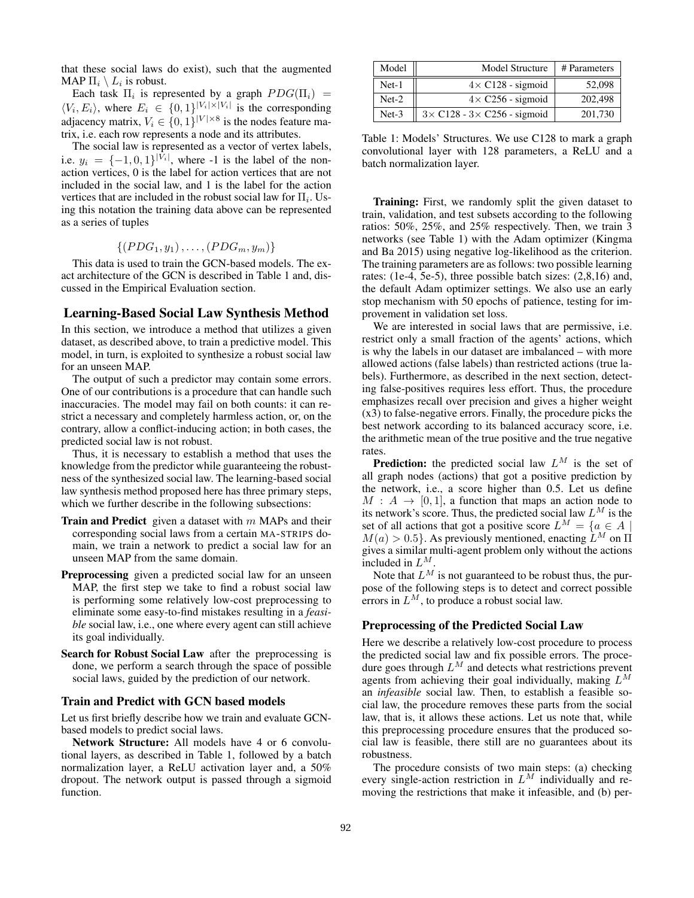that these social laws do exist), such that the augmented MAP $\Pi_i \setminus L_i$ is robust.

Each task $\Pi_i$ is represented by a graph $PDG(\Pi_i) = \langle V_i, E_i \rangle$, where $E_i \in \{0,1\}^{|V_i| \times |V_i|}$ is the corresponding adjacency matrix, $V_i \in \{0,1\}^{|V| \times 8}$ is the nodes feature matrix, i.e. each row represents a node and its attributes.

The social law is represented as a vector of vertex labels, i.e. $y_i = \{-1, 0, 1\}^{|V_i|}$, where -1 is the label of the non-action vertices, 0 is the label for action vertices that are not included in the social law, and 1 is the label for the action vertices that are included in the robust social law for $\Pi_i$. Using this notation the training data above can be represented as a series of tuples

$$\{(PDG_1, y_1), \ldots, (PDG_m, y_m)\}$$

This data is used to train the GCN-based models. The exact architecture of the GCN is described in Table 1 and, discussed in the Empirical Evaluation section.

## Learning-Based Social Law Synthesis Method

In this section, we introduce a method that utilizes a given dataset, as described above, to train a predictive model. This model, in turn, is exploited to synthesize a robust social law for an unseen MAP.

The output of such a predictor may contain some errors. One of our contributions is a procedure that can handle such inaccuracies. The model may fail on both counts: it can restrict a necessary and completely harmless action, or, on the contrary, allow a conflict-inducing action; in both cases, the predicted social law is not robust.

Thus, it is necessary to establish a method that uses the knowledge from the predictor while guaranteeing the robustness of the synthesized social law. The learning-based social law synthesis method proposed here has three primary steps, which we further describe in the following subsections:

- **Train and Predict** given a dataset with $m$ MAPs and their corresponding social laws from a certain MA-STRIPS domain, we train a network to predict a social law for an unseen MAP from the same domain.
- **Preprocessing** given a predicted social law for an unseen MAP, the first step we take to find a robust social law is performing some relatively low-cost preprocessing to eliminate some easy-to-find mistakes resulting in a *feasible* social law, i.e., one where every agent can still achieve its goal individually.
- **Search for Robust Social Law** after the preprocessing is done, we perform a search through the space of possible social laws, guided by the prediction of our network.

### Train and Predict with GCN based models

Let us first briefly describe how we train and evaluate GCN-based models to predict social laws.

**Network Structure:** All models have 4 or 6 convolutional layers, as described in Table 1, followed by a batch normalization layer, a ReLU activation layer and, a 50% dropout. The network output is passed through a sigmoid function.

| Model | Model Structure | # Parameters |
|---|---|---|
| Net-1 | 4× C128 - sigmoid | 52,098 |
| Net-2 | 4× C256 - sigmoid | 202,498 |
| Net-3 | 3× C128 - 3× C256 - sigmoid | 201,730 |

Table 1: Models' Structures. We use C128 to mark a graph convolutional layer with 128 parameters, a ReLU and a batch normalization layer.

**Training:** First, we randomly split the given dataset to train, validation, and test subsets according to the following ratios: 50%, 25%, and 25% respectively. Then, we train 3 networks (see Table 1) with the Adam optimizer (Kingma and Ba 2015) using negative log-likelihood as the criterion. The training parameters are as follows: two possible learning rates: (1e-4, 5e-5), three possible batch sizes: (2,8,16) and, the default Adam optimizer settings. We also use an early stop mechanism with 50 epochs of patience, testing for improvement in validation set loss.

We are interested in social laws that are permissive, i.e. restrict only a small fraction of the agents' actions, which is why the labels in our dataset are imbalanced – with more allowed actions (false labels) than restricted actions (true labels). Furthermore, as described in the next section, detecting false-positives requires less effort. Thus, the procedure emphasizes recall over precision and gives a higher weight (x3) to false-negative errors. Finally, the procedure picks the best network according to its balanced accuracy score, i.e. the arithmetic mean of the true positive and the true negative rates.

**Prediction:** the predicted social law $L^M$ is the set of all graph nodes (actions) that got a positive prediction by the network, i.e., a score higher than 0.5. Let us define $M : A \to [0,1]$, a function that maps an action node to its network's score. Thus, the predicted social law $L^M$ is the set of all actions that got a positive score $L^M = \{a \in A \mid M(a) > 0.5\}$. As previously mentioned, enacting $L^M$ on $\Pi$ gives a similar multi-agent problem only without the actions included in $L^M$.

Note that $L^M$ is not guaranteed to be robust thus, the purpose of the following steps is to detect and correct possible errors in $L^M$, to produce a robust social law.

### Preprocessing of the Predicted Social Law

Here we describe a relatively low-cost procedure to process the predicted social law and fix possible errors. The procedure goes through $L^M$ and detects what restrictions prevent agents from achieving their goal individually, making $L^M$ an *infeasible* social law. Then, to establish a feasible social law, the procedure removes these parts from the social law, that is, it allows these actions. Let us note that, while this preprocessing procedure ensures that the produced social law is feasible, there still are no guarantees about its robustness.

The procedure consists of two main steps: (a) checking every single-action restriction in $L^M$ individually and removing the restrictions that make it infeasible, and (b) per-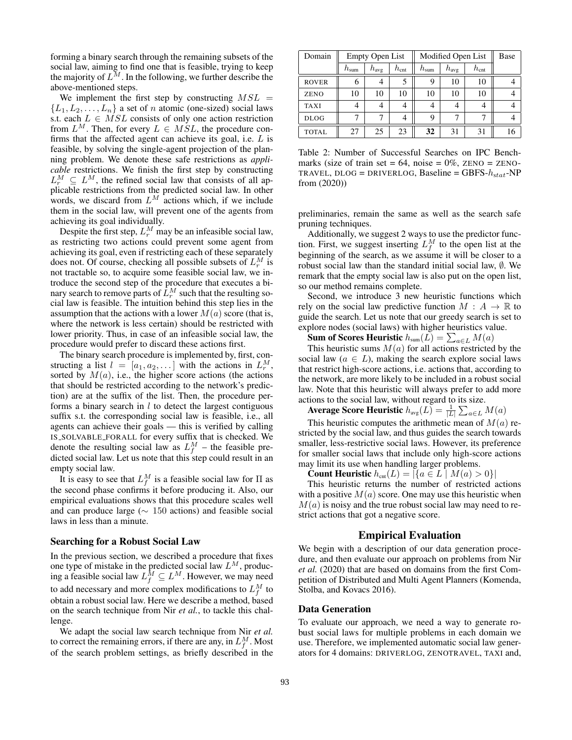forming a binary search through the remaining subsets of the social law, aiming to find one that is feasible, trying to keep the majority of $L^M$. In the following, we further describe the above-mentioned steps.

We implement the first step by constructing $MSL = \{L_1, L_2, \ldots, L_n\}$ a set of $n$ atomic (one-sized) social laws s.t. each $L \in MSL$ consists of only one action restriction from $L^M$. Then, for every $L \in MSL$, the procedure confirms that the affected agent can achieve its goal, i.e. $L$ is feasible, by solving the single-agent projection of the planning problem. We denote these safe restrictions as *applicable* restrictions. We finish the first step by constructing $L_r^M \subseteq L^M$, the refined social law that consists of all applicable restrictions from the predicted social law. In other words, we discard from $L^M$ actions which, if we include them in the social law, will prevent one of the agents from achieving its goal individually.

Despite the first step, $L_r^M$ may be an infeasible social law, as restricting two actions could prevent some agent from achieving its goal, even if restricting each of these separately does not. Of course, checking all possible subsets of $L_r^M$ is not tractable so, to acquire some feasible social law, we introduce the second step of the procedure that executes a binary search to remove parts of $L_r^M$ such that the resulting social law is feasible. The intuition behind this step lies in the assumption that the actions with a lower $M(a)$ score (that is, where the network is less certain) should be restricted with lower priority. Thus, in case of an infeasible social law, the procedure would prefer to discard these actions first.

The binary search procedure is implemented by, first, constructing a list $l = [a_1, a_2, \ldots]$ with the actions in $L_r^M$, sorted by $M(a)$, i.e., the higher score actions (the actions that should be restricted according to the network's prediction) are at the suffix of the list. Then, the procedure performs a binary search in $l$ to detect the largest contiguous suffix s.t. the corresponding social law is feasible, i.e., all agents can achieve their goals — this is verified by calling IS_SOLVABLE_FORALL for every suffix that is checked. We denote the resulting social law as $L_f^M$ – the feasible predicted social law. Let us note that this step could result in an empty social law.

It is easy to see that $L_f^M$ is a feasible social law for $\Pi$ as the second phase confirms it before producing it. Also, our empirical evaluations shows that this procedure scales well and can produce large ($\sim 150$ actions) and feasible social laws in less than a minute.

### Searching for a Robust Social Law

In the previous section, we described a procedure that fixes one type of mistake in the predicted social law $L^M$, producing a feasible social law $L_f^M \subseteq L^M$. However, we may need to add necessary and more complex modifications to $L_f^M$ to obtain a robust social law. Here we describe a method, based on the search technique from Nir *et al.*, to tackle this challenge.

We adapt the social law search technique from Nir *et al.* to correct the remaining errors, if there are any, in $L_f^M$. Most of the search problem settings, as briefly described in the preliminaries, remain the same as well as the search safe pruning techniques.

| Domain | Empty Open List | | | Modified Open List | | | Base |
|---|---|---|---|---|---|---|---|
| | $h_{\text{sum}}$ | $h_{\text{avg}}$ | $h_{\text{cnt}}$ | $h_{\text{sum}}$ | $h_{\text{avg}}$ | $h_{\text{cnt}}$ | |
| ROVER | 6 | 4 | 5 | 9 | 10 | 10 | 4 |
| ZENO | 10 | 10 | 10 | 10 | 10 | 10 | 4 |
| TAXI | 4 | 4 | 4 | 4 | 4 | 4 | 4 |
| DLOG | 7 | 7 | 4 | 9 | 7 | 7 | 4 |
| TOTAL | 27 | 25 | 23 | **32** | 31 | 31 | 16 |

Table 2: Number of Successful Searches on IPC Benchmarks (size of train set = 64, noise = 0%, ZENO = ZENOTRAVEL, DLOG = DRIVERLOG, Baseline = GBFS-$h_{stat}$-NP from (2020))

Additionally, we suggest 2 ways to use the predictor function. First, we suggest inserting $L_f^M$ to the open list at the beginning of the search, as we assume it will be closer to a robust social law than the standard initial social law, $\emptyset$. We remark that the empty social law is also put on the open list, so our method remains complete.

Second, we introduce 3 new heuristic functions which rely on the social law predictive function $M : A \to \mathbb{R}$ to guide the search. Let us note that our greedy search is set to explore nodes (social laws) with higher heuristics value.

**Sum of Scores Heuristic** $h_{\text{sum}}(L) = \sum_{a \in L} M(a)$

This heuristic sums $M(a)$ for all actions restricted by the social law ($a \in L$), making the search explore social laws that restrict high-score actions, i.e. actions that, according to the network, are more likely to be included in a robust social law. Note that this heuristic will always prefer to add more actions to the social law, without regard to its size.

**Average Score Heuristic** $h_{\text{avg}}(L) = \frac{1}{|L|} \sum_{a \in L} M(a)$

This heuristic computes the arithmetic mean of $M(a)$ restricted by the social law, and thus guides the search towards smaller, less-restrictive social laws. However, its preference for smaller social laws that include only high-score actions may limit its use when handling larger problems.

**Count Heuristic** $h_{\text{cnt}}(L) = |\{a \in L \mid M(a) > 0\}|$

This heuristic returns the number of restricted actions with a positive $M(a)$ score. One may use this heuristic when $M(a)$ is noisy and the true robust social law may need to restrict actions that got a negative score.

## Empirical Evaluation

We begin with a description of our data generation procedure, and then evaluate our approach on problems from Nir *et al.* (2020) that are based on domains from the first Competition of Distributed and Multi Agent Planners (Komenda, Stolba, and Kovacs 2016).

### Data Generation

To evaluate our approach, we need a way to generate robust social laws for multiple problems in each domain we use. Therefore, we implemented automatic social law generators for 4 domains: DRIVERLOG, ZENOTRAVEL, TAXI and,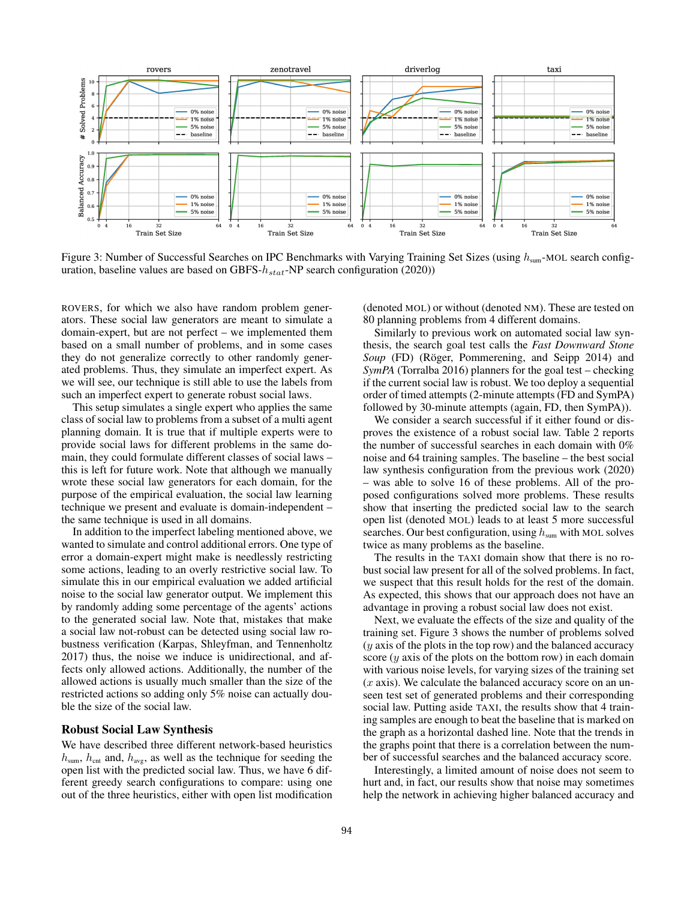Figure 3: Number of Successful Searches on IPC Benchmarks with Varying Training Set Sizes (using $h_{\text{sum}}$-MOL search configuration, baseline values are based on GBFS-$h_{stat}$-NP search configuration (2020))

ROVERS, for which we also have random problem generators. These social law generators are meant to simulate a domain-expert, but are not perfect – we implemented them based on a small number of problems, and in some cases they do not generalize correctly to other randomly generated problems. Thus, they simulate an imperfect expert. As we will see, our technique is still able to use the labels from such an imperfect expert to generate robust social laws.

This setup simulates a single expert who applies the same class of social law to problems from a subset of a multi agent planning domain. It is true that if multiple experts were to provide social laws for different problems in the same domain, they could formulate different classes of social laws – this is left for future work. Note that although we manually wrote these social law generators for each domain, for the purpose of the empirical evaluation, the social law learning technique we present and evaluate is domain-independent – the same technique is used in all domains.

In addition to the imperfect labeling mentioned above, we wanted to simulate and control additional errors. One type of error a domain-expert might make is needlessly restricting some actions, leading to an overly restrictive social law. To simulate this in our empirical evaluation we added artificial noise to the social law generator output. We implement this by randomly adding some percentage of the agents' actions to the generated social law. Note that, mistakes that make a social law not-robust can be detected using social law robustness verification (Karpas, Shleyfman, and Tennenholtz 2017) thus, the noise we induce is unidirectional, and affects only allowed actions. Additionally, the number of the allowed actions is usually much smaller than the size of the restricted actions so adding only 5% noise can actually double the size of the social law.

## Robust Social Law Synthesis

We have described three different network-based heuristics $h_{\text{sum}}$, $h_{\text{cnt}}$ and, $h_{\text{avg}}$, as well as the technique for seeding the open list with the predicted social law. Thus, we have 6 different greedy search configurations to compare: using one out of the three heuristics, either with open list modification (denoted MOL) or without (denoted NM). These are tested on 80 planning problems from 4 different domains.

Similarly to previous work on automated social law synthesis, the search goal test calls the *Fast Downward Stone Soup* (FD) (Röger, Pommerening, and Seipp 2014) and *SymPA* (Torralba 2016) planners for the goal test – checking if the current social law is robust. We too deploy a sequential order of timed attempts (2-minute attempts (FD and SymPA) followed by 30-minute attempts (again, FD, then SymPA)).

We consider a search successful if it either found or disproves the existence of a robust social law. Table 2 reports the number of successful searches in each domain with 0% noise and 64 training samples. The baseline – the best social law synthesis configuration from the previous work (2020) – was able to solve 16 of these problems. All of the proposed configurations solved more problems. These results show that inserting the predicted social law to the search open list (denoted MOL) leads to at least 5 more successful searches. Our best configuration, using $h_{\text{sum}}$ with MOL solves twice as many problems as the baseline.

The results in the TAXI domain show that there is no robust social law present for all of the solved problems. In fact, we suspect that this result holds for the rest of the domain. As expected, this shows that our approach does not have an advantage in proving a robust social law does not exist.

Next, we evaluate the effects of the size and quality of the training set. Figure 3 shows the number of problems solved ($y$ axis of the plots in the top row) and the balanced accuracy score ($y$ axis of the plots on the bottom row) in each domain with various noise levels, for varying sizes of the training set ($x$ axis). We calculate the balanced accuracy score on an unseen test set of generated problems and their corresponding social law. Putting aside TAXI, the results show that 4 training samples are enough to beat the baseline that is marked on the graph as a horizontal dashed line. Note that the trends in the graphs point that there is a correlation between the number of successful searches and the balanced accuracy score.

Interestingly, a limited amount of noise does not seem to hurt and, in fact, our results show that noise may sometimes help the network in achieving higher balanced accuracy and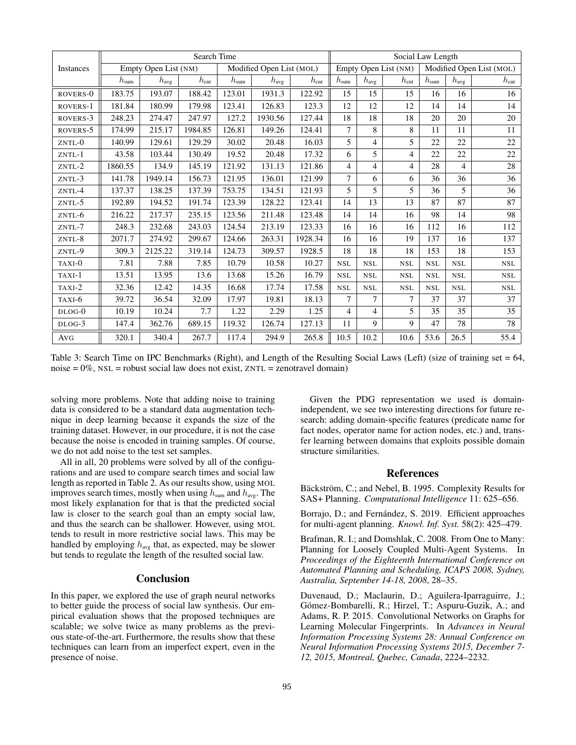| Instances | Search Time | | | | | | Social Law Length | | | | | |
|---|---|---|---|---|---|---|---|---|---|---|---|---|
| | Empty Open List (NM) | | | Modified Open List (MOL) | | | Empty Open List (NM) | | | Modified Open List (MOL) | | |
| | $h_{\text{sum}}$ | $h_{\text{avg}}$ | $h_{\text{cnt}}$ | $h_{\text{sum}}$ | $h_{\text{avg}}$ | $h_{\text{cnt}}$ | $h_{\text{sum}}$ | $h_{\text{avg}}$ | $h_{\text{cnt}}$ | $h_{\text{sum}}$ | $h_{\text{avg}}$ | $h_{\text{cnt}}$ |
| ROVERS-0 | 183.75 | 193.07 | 188.42 | 123.01 | 1931.3 | 122.92 | 15 | 15 | 15 | 16 | 16 | 16 |
| ROVERS-1 | 181.84 | 180.99 | 179.98 | 123.41 | 126.83 | 123.3 | 12 | 12 | 12 | 14 | 14 | 14 |
| ROVERS-3 | 248.23 | 274.47 | 247.97 | 127.2 | 1930.56 | 127.44 | 18 | 18 | 18 | 20 | 20 | 20 |
| ROVERS-5 | 174.99 | 215.17 | 1984.85 | 126.81 | 149.26 | 124.41 | 7 | 8 | 8 | 11 | 11 | 11 |
| ZNTL-0 | 140.99 | 129.61 | 129.29 | 30.02 | 20.48 | 16.03 | 5 | 4 | 5 | 22 | 22 | 22 |
| ZNTL-1 | 43.58 | 103.44 | 130.49 | 19.52 | 20.48 | 17.32 | 6 | 5 | 4 | 22 | 22 | 22 |
| ZNTL-2 | 1860.55 | 134.9 | 145.19 | 121.92 | 131.13 | 121.86 | 4 | 4 | 4 | 28 | 4 | 28 |
| ZNTL-3 | 141.78 | 1949.14 | 156.73 | 121.95 | 136.01 | 121.99 | 7 | 6 | 6 | 36 | 36 | 36 |
| ZNTL-4 | 137.37 | 138.25 | 137.39 | 753.75 | 134.51 | 121.93 | 5 | 5 | 5 | 36 | 5 | 36 |
| ZNTL-5 | 192.89 | 194.52 | 191.74 | 123.39 | 128.22 | 123.41 | 14 | 13 | 13 | 87 | 87 | 87 |
| ZNTL-6 | 216.22 | 217.37 | 235.15 | 123.56 | 211.48 | 123.48 | 14 | 14 | 16 | 98 | 14 | 98 |
| ZNTL-7 | 248.3 | 232.68 | 243.03 | 124.54 | 213.19 | 123.33 | 16 | 16 | 16 | 112 | 16 | 112 |
| ZNTL-8 | 2071.7 | 274.92 | 299.67 | 124.66 | 263.31 | 1928.34 | 16 | 16 | 19 | 137 | 16 | 137 |
| ZNTL-9 | 309.3 | 2125.22 | 319.14 | 124.73 | 309.57 | 1928.5 | 18 | 18 | 18 | 153 | 18 | 153 |
| TAXI-0 | 7.81 | 7.88 | 7.85 | 10.79 | 10.58 | 10.27 | NSL | NSL | NSL | NSL | NSL | NSL |
| TAXI-1 | 13.51 | 13.95 | 13.6 | 13.68 | 15.26 | 16.79 | NSL | NSL | NSL | NSL | NSL | NSL |
| TAXI-2 | 32.36 | 12.42 | 14.35 | 16.68 | 17.74 | 17.58 | NSL | NSL | NSL | NSL | NSL | NSL |
| TAXI-6 | 39.72 | 36.54 | 32.09 | 17.97 | 19.81 | 18.13 | 7 | 7 | 7 | 37 | 37 | 37 |
| DLOG-0 | 10.19 | 10.24 | 7.7 | 1.22 | 2.29 | 1.25 | 4 | 4 | 5 | 35 | 35 | 35 |
| DLOG-3 | 147.4 | 362.76 | 689.15 | 119.32 | 126.74 | 127.13 | 11 | 9 | 9 | 47 | 78 | 78 |
| AVG | 320.1 | 340.4 | 267.7 | 117.4 | 294.9 | 265.8 | 10.5 | 10.2 | 10.6 | 53.6 | 26.5 | 55.4 |

Table 3: Search Time on IPC Benchmarks (Right), and Length of the Resulting Social Laws (Left) (size of training set = 64, noise = 0%, NSL = robust social law does not exist, ZNTL = zenotravel domain)

solving more problems. Note that adding noise to training data is considered to be a standard data augmentation technique in deep learning because it expands the size of the training dataset. However, in our procedure, it is not the case because the noise is encoded in training samples. Of course, we do not add noise to the test set samples.

All in all, 20 problems were solved by all of the configurations and are used to compare search times and social law length as reported in Table 2. As our results show, using MOL improves search times, mostly when using $h_{\text{sum}}$ and $h_{\text{avg}}$. The most likely explanation for that is that the predicted social law is closer to the search goal than an empty social law, and thus the search can be shallower. However, using MOL tends to result in more restrictive social laws. This may be handled by employing $h_{\text{avg}}$ that, as expected, may be slower but tends to regulate the length of the resulted social law.

## Conclusion

In this paper, we explored the use of graph neural networks to better guide the process of social law synthesis. Our empirical evaluation shows that the proposed techniques are scalable; we solve twice as many problems as the previous state-of-the-art. Furthermore, the results show that these techniques can learn from an imperfect expert, even in the presence of noise.

Given the PDG representation we used is domain-independent, we see two interesting directions for future research: adding domain-specific features (predicate name for fact nodes, operator name for action nodes, etc.) and, transfer learning between domains that exploits possible domain structure similarities.

## References

Bäckström, C.; and Nebel, B. 1995. Complexity Results for SAS+ Planning. *Computational Intelligence* 11: 625–656.

Borrajo, D.; and Fernández, S. 2019. Efficient approaches for multi-agent planning. *Knowl. Inf. Syst.* 58(2): 425–479.

Brafman, R. I.; and Domshlak, C. 2008. From One to Many: Planning for Loosely Coupled Multi-Agent Systems. In *Proceedings of the Eighteenth International Conference on Automated Planning and Scheduling, ICAPS 2008, Sydney, Australia, September 14-18, 2008*, 28–35.

Duvenaud, D.; Maclaurin, D.; Aguilera-Iparraguirre, J.; Gómez-Bombarelli, R.; Hirzel, T.; Aspuru-Guzik, A.; and Adams, R. P. 2015. Convolutional Networks on Graphs for Learning Molecular Fingerprints. In *Advances in Neural Information Processing Systems 28: Annual Conference on Neural Information Processing Systems 2015, December 7-12, 2015, Montreal, Quebec, Canada*, 2224–2232.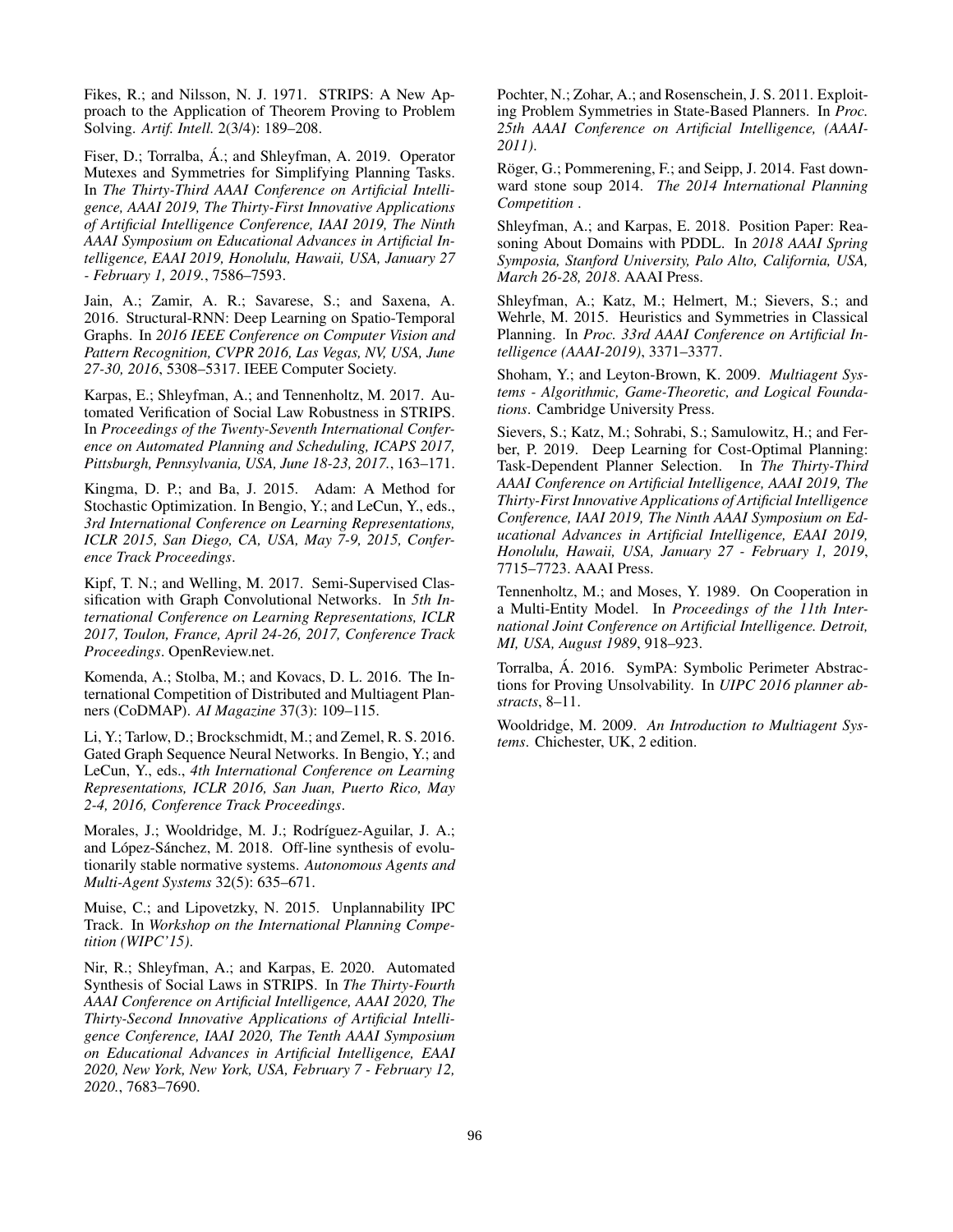Fikes, R.; and Nilsson, N. J. 1971. STRIPS: A New Approach to the Application of Theorem Proving to Problem Solving. *Artif. Intell.* 2(3/4): 189–208.

Fiser, D.; Torralba, Á.; and Shleyfman, A. 2019. Operator Mutexes and Symmetries for Simplifying Planning Tasks. In *The Thirty-Third AAAI Conference on Artificial Intelligence, AAAI 2019, The Thirty-First Innovative Applications of Artificial Intelligence Conference, IAAI 2019, The Ninth AAAI Symposium on Educational Advances in Artificial Intelligence, EAAI 2019, Honolulu, Hawaii, USA, January 27 - February 1, 2019.*, 7586–7593.

Jain, A.; Zamir, A. R.; Savarese, S.; and Saxena, A. 2016. Structural-RNN: Deep Learning on Spatio-Temporal Graphs. In *2016 IEEE Conference on Computer Vision and Pattern Recognition, CVPR 2016, Las Vegas, NV, USA, June 27-30, 2016*, 5308–5317. IEEE Computer Society.

Karpas, E.; Shleyfman, A.; and Tennenholtz, M. 2017. Automated Verification of Social Law Robustness in STRIPS. In *Proceedings of the Twenty-Seventh International Conference on Automated Planning and Scheduling, ICAPS 2017, Pittsburgh, Pennsylvania, USA, June 18-23, 2017.*, 163–171.

Kingma, D. P.; and Ba, J. 2015. Adam: A Method for Stochastic Optimization. In Bengio, Y.; and LeCun, Y., eds., *3rd International Conference on Learning Representations, ICLR 2015, San Diego, CA, USA, May 7-9, 2015, Conference Track Proceedings*.

Kipf, T. N.; and Welling, M. 2017. Semi-Supervised Classification with Graph Convolutional Networks. In *5th International Conference on Learning Representations, ICLR 2017, Toulon, France, April 24-26, 2017, Conference Track Proceedings*. OpenReview.net.

Komenda, A.; Stolba, M.; and Kovacs, D. L. 2016. The International Competition of Distributed and Multiagent Planners (CoDMAP). *AI Magazine* 37(3): 109–115.

Li, Y.; Tarlow, D.; Brockschmidt, M.; and Zemel, R. S. 2016. Gated Graph Sequence Neural Networks. In Bengio, Y.; and LeCun, Y., eds., *4th International Conference on Learning Representations, ICLR 2016, San Juan, Puerto Rico, May 2-4, 2016, Conference Track Proceedings*.

Morales, J.; Wooldridge, M. J.; Rodríguez-Aguilar, J. A.; and López-Sánchez, M. 2018. Off-line synthesis of evolutionarily stable normative systems. *Autonomous Agents and Multi-Agent Systems* 32(5): 635–671.

Muise, C.; and Lipovetzky, N. 2015. Unplannability IPC Track. In *Workshop on the International Planning Competition (WIPC'15)*.

Nir, R.; Shleyfman, A.; and Karpas, E. 2020. Automated Synthesis of Social Laws in STRIPS. In *The Thirty-Fourth AAAI Conference on Artificial Intelligence, AAAI 2020, The Thirty-Second Innovative Applications of Artificial Intelligence Conference, IAAI 2020, The Tenth AAAI Symposium on Educational Advances in Artificial Intelligence, EAAI 2020, New York, New York, USA, February 7 - February 12, 2020.*, 7683–7690.

Pochter, N.; Zohar, A.; and Rosenschein, J. S. 2011. Exploiting Problem Symmetries in State-Based Planners. In *Proc. 25th AAAI Conference on Artificial Intelligence, (AAAI-2011)*.

Röger, G.; Pommerening, F.; and Seipp, J. 2014. Fast downward stone soup 2014. *The 2014 International Planning Competition* .

Shleyfman, A.; and Karpas, E. 2018. Position Paper: Reasoning About Domains with PDDL. In *2018 AAAI Spring Symposia, Stanford University, Palo Alto, California, USA, March 26-28, 2018*. AAAI Press.

Shleyfman, A.; Katz, M.; Helmert, M.; Sievers, S.; and Wehrle, M. 2015. Heuristics and Symmetries in Classical Planning. In *Proc. 33rd AAAI Conference on Artificial Intelligence (AAAI-2019)*, 3371–3377.

Shoham, Y.; and Leyton-Brown, K. 2009. *Multiagent Systems - Algorithmic, Game-Theoretic, and Logical Foundations*. Cambridge University Press.

Sievers, S.; Katz, M.; Sohrabi, S.; Samulowitz, H.; and Ferber, P. 2019. Deep Learning for Cost-Optimal Planning: Task-Dependent Planner Selection. In *The Thirty-Third AAAI Conference on Artificial Intelligence, AAAI 2019, The Thirty-First Innovative Applications of Artificial Intelligence Conference, IAAI 2019, The Ninth AAAI Symposium on Educational Advances in Artificial Intelligence, EAAI 2019, Honolulu, Hawaii, USA, January 27 - February 1, 2019*, 7715–7723. AAAI Press.

Tennenholtz, M.; and Moses, Y. 1989. On Cooperation in a Multi-Entity Model. In *Proceedings of the 11th International Joint Conference on Artificial Intelligence. Detroit, MI, USA, August 1989*, 918–923.

Torralba, Á. 2016. SymPA: Symbolic Perimeter Abstractions for Proving Unsolvability. In *UIPC 2016 planner abstracts*, 8–11.

Wooldridge, M. 2009. *An Introduction to Multiagent Systems*. Chichester, UK, 2 edition.